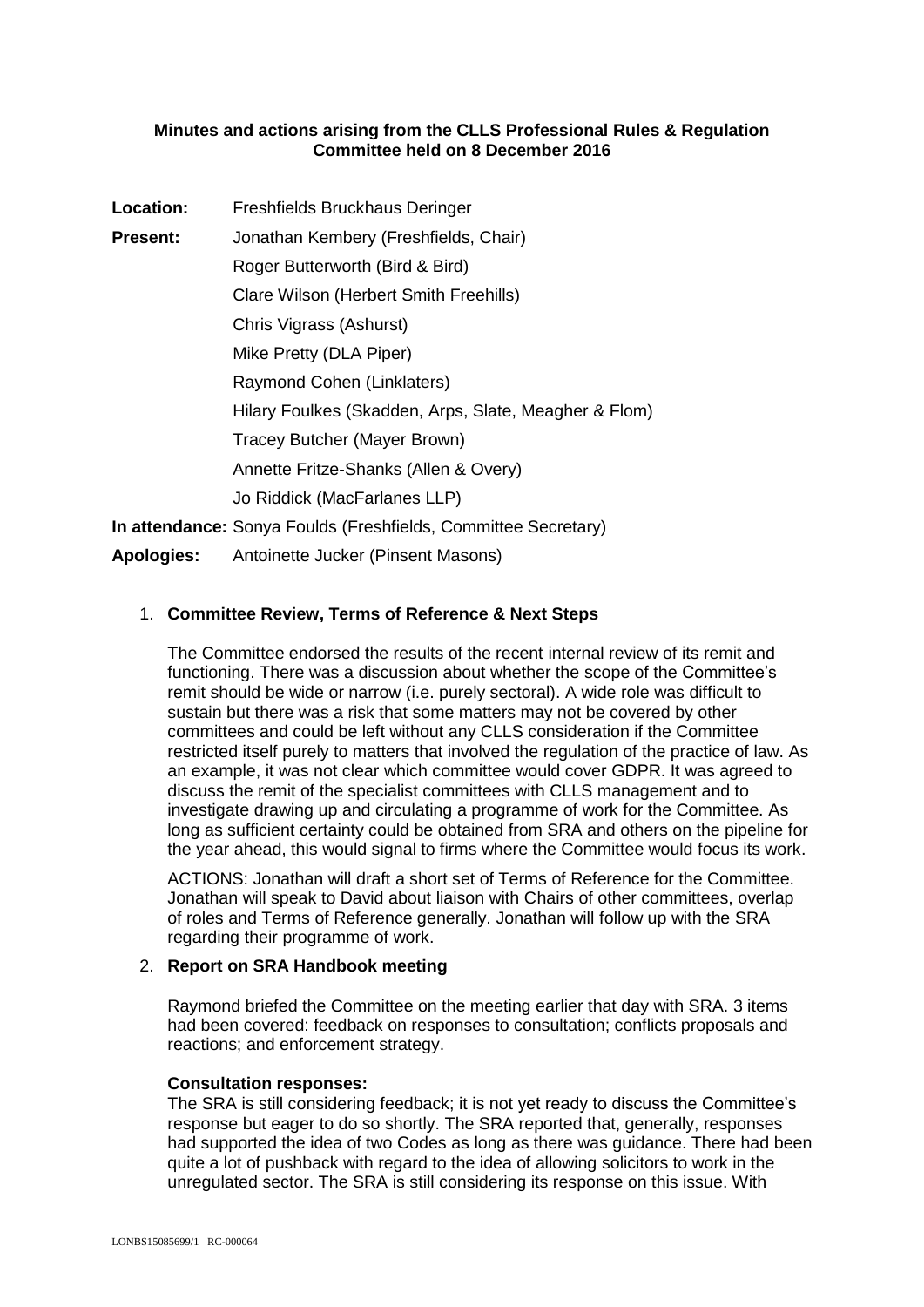**Minutes and actions arising from the CLLS Professional Rules & Regulation Committee held on 8 December 2016**

**Location:** Freshfields Bruckhaus Deringer

**Present:** Jonathan Kembery (Freshfields, Chair)
Roger Butterworth (Bird & Bird)
Clare Wilson (Herbert Smith Freehills)
Chris Vigrass (Ashurst)
Mike Pretty (DLA Piper)
Raymond Cohen (Linklaters)
Hilary Foulkes (Skadden, Arps, Slate, Meagher & Flom)
Tracey Butcher (Mayer Brown)
Annette Fritze-Shanks (Allen & Overy)
Jo Riddick (MacFarlanes LLP)

**In attendance:** Sonya Foulds (Freshfields, Committee Secretary)

**Apologies:** Antoinette Jucker (Pinsent Masons)

1. **Committee Review, Terms of Reference & Next Steps**

   The Committee endorsed the results of the recent internal review of its remit and functioning. There was a discussion about whether the scope of the Committee's remit should be wide or narrow (i.e. purely sectoral). A wide role was difficult to sustain but there was a risk that some matters may not be covered by other committees and could be left without any CLLS consideration if the Committee restricted itself purely to matters that involved the regulation of the practice of law. As an example, it was not clear which committee would cover GDPR. It was agreed to discuss the remit of the specialist committees with CLLS management and to investigate drawing up and circulating a programme of work for the Committee. As long as sufficient certainty could be obtained from SRA and others on the pipeline for the year ahead, this would signal to firms where the Committee would focus its work.

   ACTIONS: Jonathan will draft a short set of Terms of Reference for the Committee. Jonathan will speak to David about liaison with Chairs of other committees, overlap of roles and Terms of Reference generally. Jonathan will follow up with the SRA regarding their programme of work.

2. **Report on SRA Handbook meeting**

   Raymond briefed the Committee on the meeting earlier that day with SRA. 3 items had been covered: feedback on responses to consultation; conflicts proposals and reactions; and enforcement strategy.

   **Consultation responses:**
   The SRA is still considering feedback; it is not yet ready to discuss the Committee's response but eager to do so shortly. The SRA reported that, generally, responses had supported the idea of two Codes as long as there was guidance. There had been quite a lot of pushback with regard to the idea of allowing solicitors to work in the unregulated sector. The SRA is still considering its response on this issue. With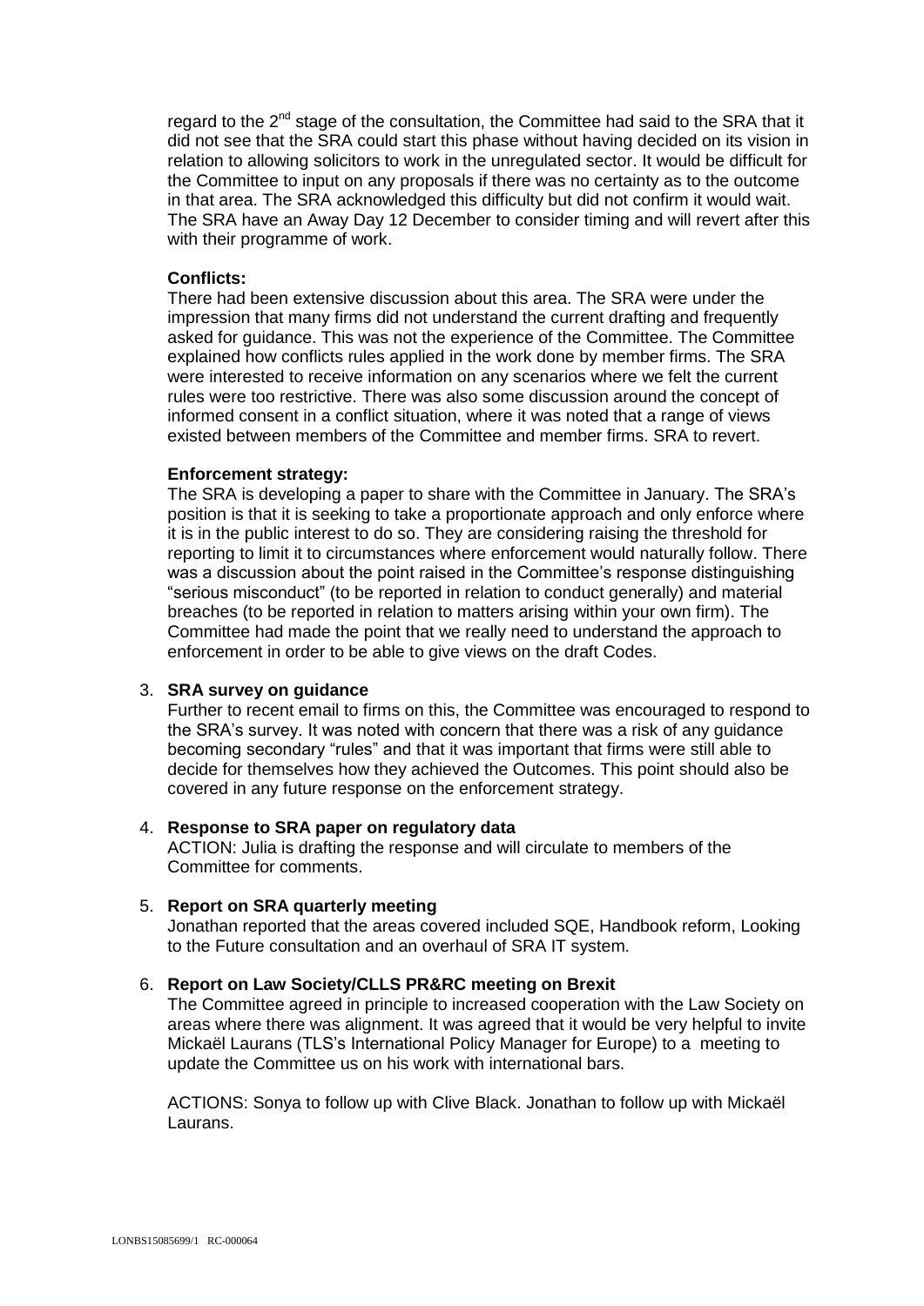regard to the 2nd stage of the consultation, the Committee had said to the SRA that it did not see that the SRA could start this phase without having decided on its vision in relation to allowing solicitors to work in the unregulated sector. It would be difficult for the Committee to input on any proposals if there was no certainty as to the outcome in that area. The SRA acknowledged this difficulty but did not confirm it would wait. The SRA have an Away Day 12 December to consider timing and will revert after this with their programme of work.

**Conflicts:**
There had been extensive discussion about this area. The SRA were under the impression that many firms did not understand the current drafting and frequently asked for guidance. This was not the experience of the Committee. The Committee explained how conflicts rules applied in the work done by member firms. The SRA were interested to receive information on any scenarios where we felt the current rules were too restrictive. There was also some discussion around the concept of informed consent in a conflict situation, where it was noted that a range of views existed between members of the Committee and member firms. SRA to revert.

**Enforcement strategy:**
The SRA is developing a paper to share with the Committee in January. The SRA's position is that it is seeking to take a proportionate approach and only enforce where it is in the public interest to do so. They are considering raising the threshold for reporting to limit it to circumstances where enforcement would naturally follow. There was a discussion about the point raised in the Committee's response distinguishing "serious misconduct" (to be reported in relation to conduct generally) and material breaches (to be reported in relation to matters arising within your own firm). The Committee had made the point that we really need to understand the approach to enforcement in order to be able to give views on the draft Codes.

3. **SRA survey on guidance**
   Further to recent email to firms on this, the Committee was encouraged to respond to the SRA's survey. It was noted with concern that there was a risk of any guidance becoming secondary "rules" and that it was important that firms were still able to decide for themselves how they achieved the Outcomes. This point should also be covered in any future response on the enforcement strategy.

4. **Response to SRA paper on regulatory data**
   ACTION: Julia is drafting the response and will circulate to members of the Committee for comments.

5. **Report on SRA quarterly meeting**
   Jonathan reported that the areas covered included SQE, Handbook reform, Looking to the Future consultation and an overhaul of SRA IT system.

6. **Report on Law Society/CLLS PR&RC meeting on Brexit**
   The Committee agreed in principle to increased cooperation with the Law Society on areas where there was alignment. It was agreed that it would be very helpful to invite Mickaël Laurans (TLS's International Policy Manager for Europe) to a meeting to update the Committee us on his work with international bars.

   ACTIONS: Sonya to follow up with Clive Black. Jonathan to follow up with Mickaël Laurans.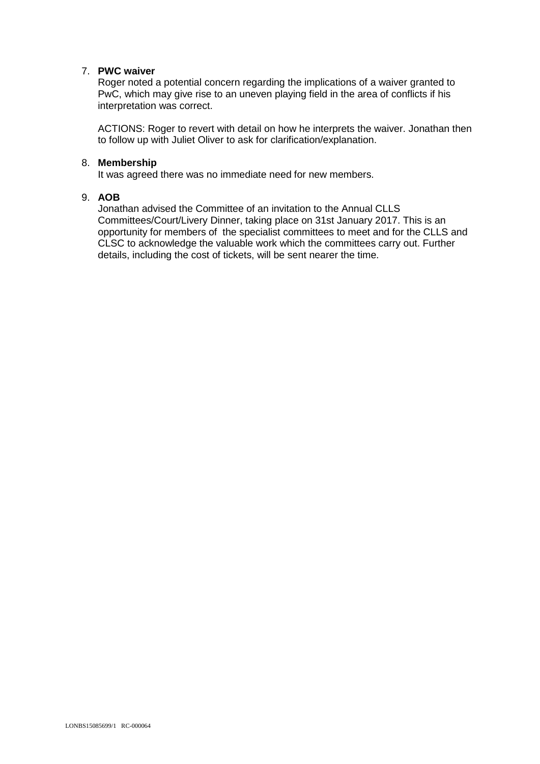7. **PWC waiver**
   Roger noted a potential concern regarding the implications of a waiver granted to PwC, which may give rise to an uneven playing field in the area of conflicts if his interpretation was correct.

   ACTIONS: Roger to revert with detail on how he interprets the waiver. Jonathan then to follow up with Juliet Oliver to ask for clarification/explanation.

8. **Membership**
   It was agreed there was no immediate need for new members.

9. **AOB**
   Jonathan advised the Committee of an invitation to the Annual CLLS Committees/Court/Livery Dinner, taking place on 31st January 2017. This is an opportunity for members of the specialist committees to meet and for the CLLS and CLSC to acknowledge the valuable work which the committees carry out. Further details, including the cost of tickets, will be sent nearer the time.

LONBS15085699/1 RC-000064